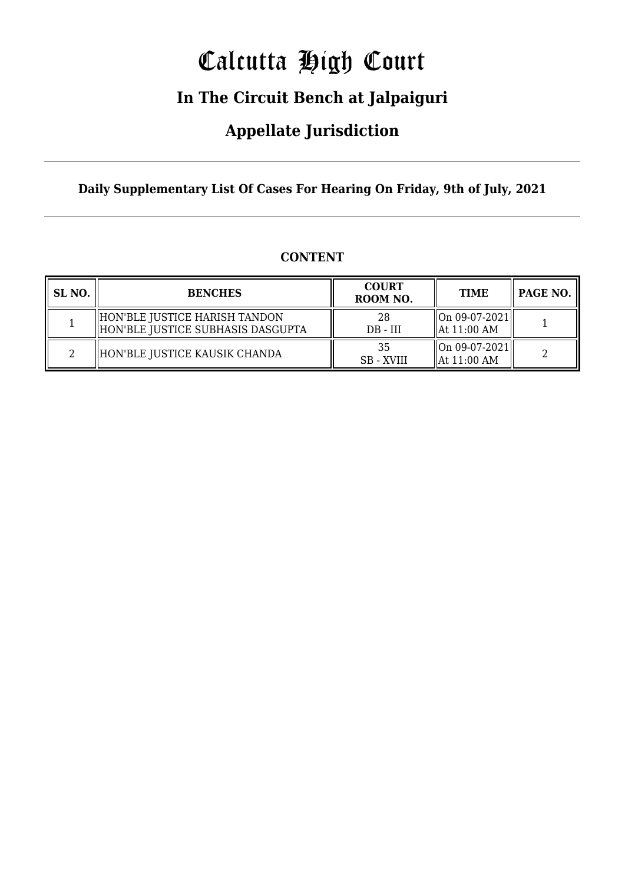# Calcutta High Court

## In The Circuit Bench at Jalpaiguri

## Appellate Jurisdiction

**Daily Supplementary List Of Cases For Hearing On Friday, 9th of July, 2021**

### CONTENT

| SL NO. | BENCHES | COURT ROOM NO. | TIME | PAGE NO. |
|---|---|---|---|---|
| 1 | HON'BLE JUSTICE HARISH TANDON<br>HON'BLE JUSTICE SUBHASIS DASGUPTA | 28<br>DB - III | On 09-07-2021<br>At 11:00 AM | 1 |
| 2 | HON'BLE JUSTICE KAUSIK CHANDA | 35<br>SB - XVIII | On 09-07-2021<br>At 11:00 AM | 2 |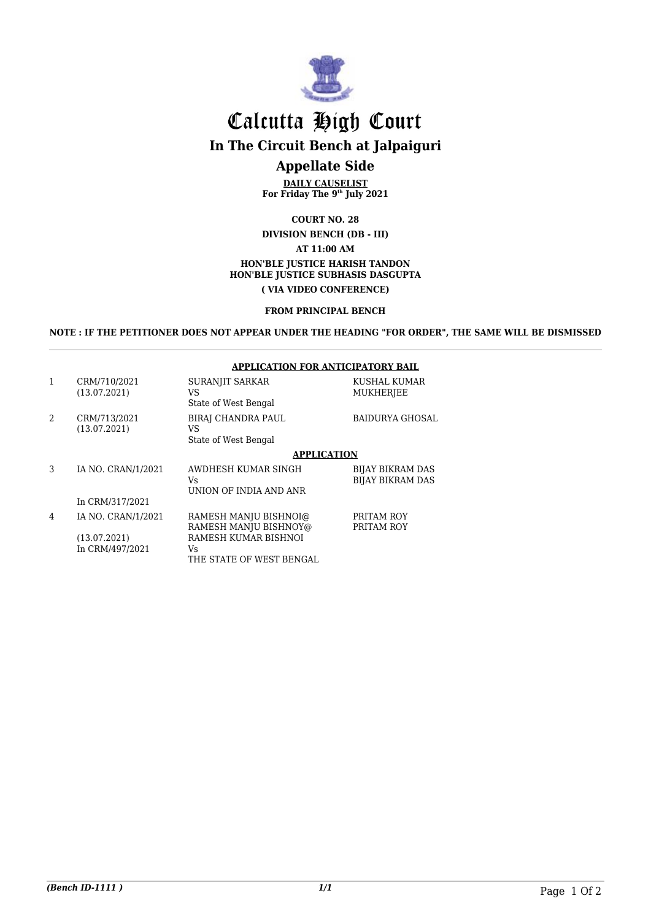# Calcutta High Court

## In The Circuit Bench at Jalpaiguri

## Appellate Side

**DAILY CAUSELIST**
**For Friday The 9th July 2021**

**COURT NO. 28**

**DIVISION BENCH (DB - III)**

**AT 11:00 AM**

**HON'BLE JUSTICE HARISH TANDON**
**HON'BLE JUSTICE SUBHASIS DASGUPTA**

**( VIA VIDEO CONFERENCE)**

**FROM PRINCIPAL BENCH**

**NOTE : IF THE PETITIONER DOES NOT APPEAR UNDER THE HEADING "FOR ORDER", THE SAME WILL BE DISMISSED**

**APPLICATION FOR ANTICIPATORY BAIL**

| | | | |
|---|---|---|---|
| 1 | CRM/710/2021<br>(13.07.2021) | SURANJIT SARKAR<br>VS<br>State of West Bengal | KUSHAL KUMAR MUKHERJEE |
| 2 | CRM/713/2021<br>(13.07.2021) | BIRAJ CHANDRA PAUL<br>VS<br>State of West Bengal | BAIDURYA GHOSAL |

**APPLICATION**

| | | | |
|---|---|---|---|
| 3 | IA NO. CRAN/1/2021<br><br>In CRM/317/2021 | AWDHESH KUMAR SINGH<br>Vs<br>UNION OF INDIA AND ANR | BIJAY BIKRAM DAS<br>BIJAY BIKRAM DAS |
| 4 | IA NO. CRAN/1/2021<br><br>(13.07.2021)<br>In CRM/497/2021 | RAMESH MANJU BISHNOI@<br>RAMESH MANJU BISHNOY@<br>RAMESH KUMAR BISHNOI<br>Vs<br>THE STATE OF WEST BENGAL | PRITAM ROY<br>PRITAM ROY |

*(Bench ID-1111 )*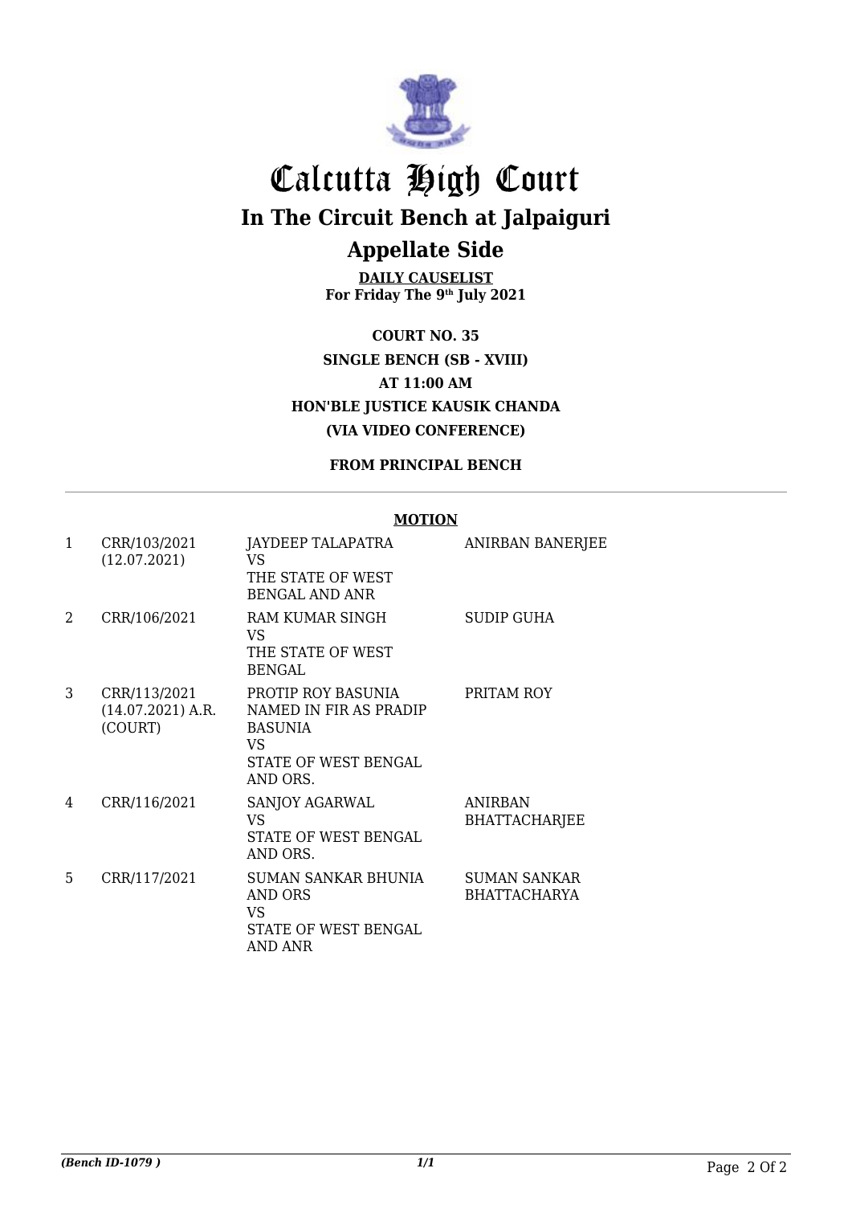# Calcutta High Court

## In The Circuit Bench at Jalpaiguri

## Appellate Side

**DAILY CAUSELIST**
**For Friday The 9th July 2021**

**COURT NO. 35**
**SINGLE BENCH (SB - XVIII)**
**AT 11:00 AM**
**HON'BLE JUSTICE KAUSIK CHANDA**
**(VIA VIDEO CONFERENCE)**

**FROM PRINCIPAL BENCH**

**MOTION**

| | | | |
|---|---|---|---|
| 1 | CRR/103/2021 (12.07.2021) | JAYDEEP TALAPATRA VS THE STATE OF WEST BENGAL AND ANR | ANIRBAN BANERJEE |
| 2 | CRR/106/2021 | RAM KUMAR SINGH VS THE STATE OF WEST BENGAL | SUDIP GUHA |
| 3 | CRR/113/2021 (14.07.2021) A.R. (COURT) | PROTIP ROY BASUNIA NAMED IN FIR AS PRADIP BASUNIA VS STATE OF WEST BENGAL AND ORS. | PRITAM ROY |
| 4 | CRR/116/2021 | SANJOY AGARWAL VS STATE OF WEST BENGAL AND ORS. | ANIRBAN BHATTACHARJEE |
| 5 | CRR/117/2021 | SUMAN SANKAR BHUNIA AND ORS VS STATE OF WEST BENGAL AND ANR | SUMAN SANKAR BHATTACHARYA |

*(Bench ID-1079 )* 1/1